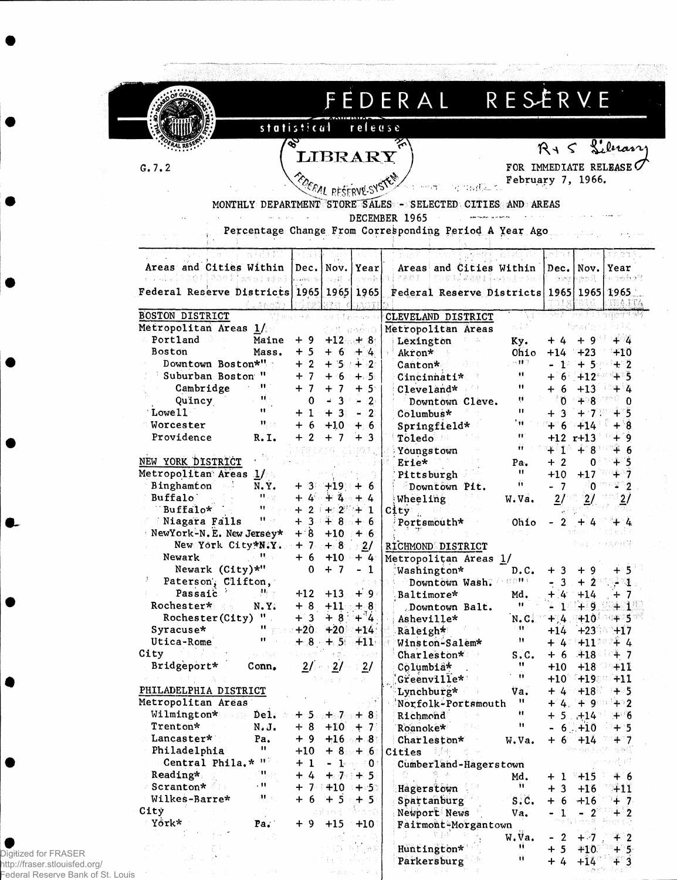# FEDERAL RESERVE

statistical release

G.7.2

FOR IMMEDIATE RELEASE
February 7, 1966.

MONTHLY DEPARTMENT STORE SALES - SELECTED CITIES AND AREAS
DECEMBER 1965
Percentage Change From Corresponding Period A Year Ago

| Areas and Cities Within Federal Reserve Districts | | Dec. 1965 | Nov. 1965 | Year 1965 |
|---|---|---|---|---|
| **BOSTON DISTRICT** | | | | |
| Metropolitan Areas 1/ | | | | |
| Portland | Maine | + 9 | +12 | + 8 |
| Boston | Mass. | + 5 | + 6 | + 4 |
| Downtown Boston* | " | + 2 | + 5 | + 2 |
| Suburban Boston | " | + 7 | + 6 | + 5 |
| Cambridge | " | + 7 | + 7 | + 5 |
| Quincy | " | 0 | - 3 | - 2 |
| Lowell | " | + 1 | + 3 | - 2 |
| Worcester | " | + 6 | +10 | + 6 |
| Providence | R.I. | + 2 | + 7 | + 3 |
| **NEW YORK DISTRICT** | | | | |
| Metropolitan Areas 1/ | | | | |
| Binghamton | N.Y. | + 3 | +19 | + 6 |
| Buffalo | " | + 4 | + 4 | + 4 |
| Buffalo* | " | + 2 | + 2 | + 1 |
| Niagara Falls | " | + 3 | + 8 | + 6 |
| NewYork-N.E. New Jersey* | | + 8 | +10 | + 6 |
| New York City* | N.Y. | + 7 | + 8 | 2/ |
| Newark | " | + 6 | +10 | + 4 |
| Newark (City)* | " | 0 | + 7 | - 1 |
| Paterson, Clifton, Passaic | " | +12 | +13 | + 9 |
| Rochester* | N.Y. | + 8 | +11 | + 8 |
| Rochester(City) | " | + 3 | + 8 | + 4 |
| Syracuse* | " | +20 | +20 | +14 |
| Utica-Rome | " | + 8 | + 5 | +11 |
| City | | | | |
| Bridgeport* | Conn. | 2/ | 2/ | 2/ |
| **PHILADELPHIA DISTRICT** | | | | |
| Metropolitan Areas | | | | |
| Wilmington* | Del. | + 5 | + 7 | + 8 |
| Trenton* | N.J. | + 8 | +10 | + 7 |
| Lancaster* | Pa. | + 9 | +16 | + 8 |
| Philadelphia | " | +10 | + 8 | + 6 |
| Central Phila.* | " | + 1 | - 1 | 0 |
| Reading* | " | + 4 | + 7 | + 5 |
| Scranton* | " | + 7 | +10 | + 5 |
| Wilkes-Barre* | " | + 6 | + 5 | + 5 |
| City | | | | |
| York* | Pa. | + 9 | +15 | +10 |
| **CLEVELAND DISTRICT** | | | | |
| Metropolitan Areas | | | | |
| Lexington | Ky. | + 4 | + 9 | + 4 |
| Akron* | Ohio | +14 | +23 | +10 |
| Canton* | " | - 1 | + 5 | + 2 |
| Cincinnati* | " | + 6 | +12 | + 5 |
| Cleveland* | " | + 6 | +13 | + 4 |
| Downtown Cleve. | " | 0 | + 8 | 0 |
| Columbus* | " | + 3 | + 7 | + 5 |
| Springfield* | " | + 6 | +14 | + 8 |
| Toledo | " | +12 | r+13 | + 9 |
| Youngstown | " | + 1 | + 8 | + 6 |
| Erie* | Pa. | + 2 | 0 | + 5 |
| Pittsburgh | " | +10 | +17 | + 7 |
| Downtown Pit. | " | - 7 | 0 | - 2 |
| Wheeling | W.Va. | 2/ | 2/ | 2/ |
| City | | | | |
| Portsmouth* | Ohio | - 2 | + 4 | + 4 |
| **RICHMOND DISTRICT** | | | | |
| Metropolitan Areas 1/ | | | | |
| Washington* | D.C. | + 3 | + 9 | + 5 |
| Downtown Wash. | " | - 3 | + 2 | - 1 |
| Baltimore* | Md. | + 4 | +14 | + 7 |
| Downtown Balt. | " | - 1 | + 9 | + 1 |
| Asheville* | N.C. | + 4 | +10 | + 5 |
| Raleigh* | " | +14 | +23 | +17 |
| Winston-Salem* | " | + 4 | +11 | + 4 |
| Charleston* | S.C. | + 6 | +18 | + 7 |
| Columbia* | " | +10 | +18 | +11 |
| Greenville* | " | +10 | +19 | +11 |
| Lynchburg* | Va. | + 4 | +18 | + 5 |
| Norfolk-Portsmouth | " | + 4 | + 9 | + 2 |
| Richmond | " | + 5 | +14 | + 6 |
| Roanoke* | " | - 6 | +10 | + 5 |
| Charleston* | W.Va. | + 6 | +14 | + 7 |
| Cities | | | | |
| Cumberland-Hagerstown | Md. | + 1 | +15 | + 6 |
| Hagerstown | " | + 3 | +16 | +11 |
| Spartanburg | S.C. | + 6 | +16 | + 7 |
| Newport News | Va. | - 1 | - 2 | + 2 |
| Fairmont-Morgantown | W.Va. | - 2 | + 7 | + 2 |
| Huntington* | " | + 5 | +10 | + 5 |
| Parkersburg | " | + 4 | +14 | + 3 |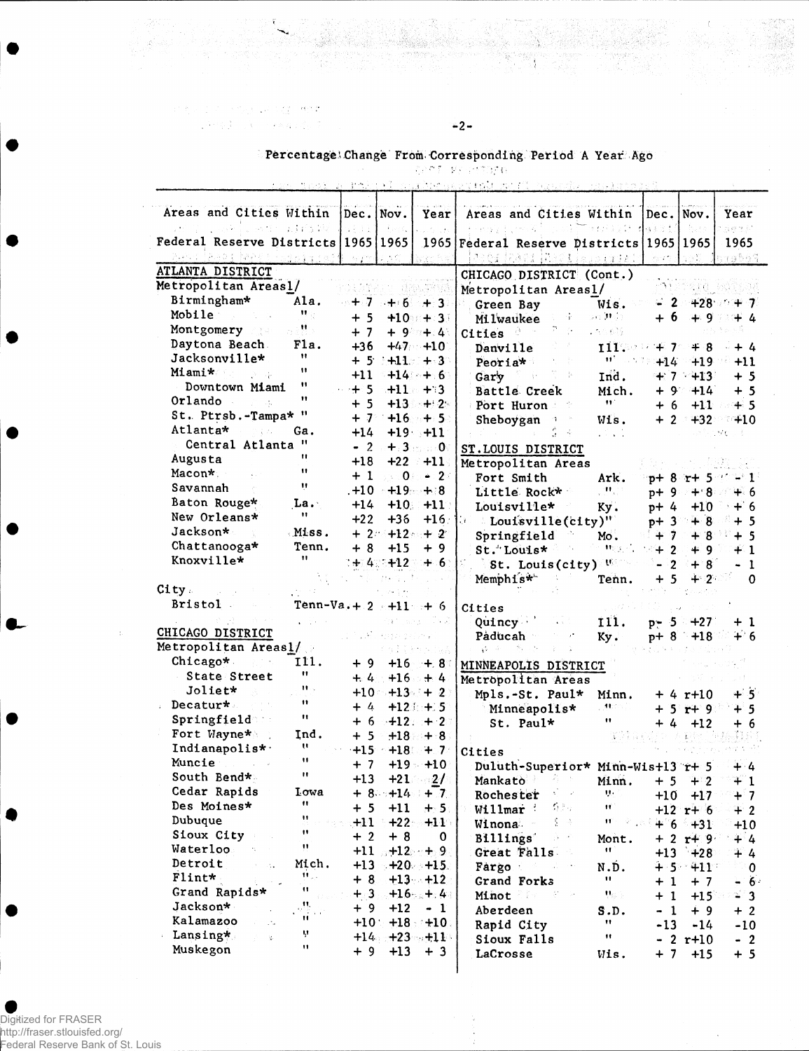Percentage Change From Corresponding Period A Year Ago

| Areas and Cities Within Federal Reserve Districts | | Dec. 1965 | Nov. 1965 | Year 1965 | Areas and Cities Within Federal Reserve Districts | | Dec. 1965 | Nov. 1965 | Year 1965 |
|---|---|---|---|---|---|---|---|---|---|
| **ATLANTA DISTRICT** | | | | | **CHICAGO DISTRICT (Cont.)** | | | | |
| Metropolitan Areas1/ | | | | | Metropolitan Areas1/ | | | | |
| Birmingham* | Ala. | + 7 | + 6 | + 3 | Green Bay | Wis. | - 2 | +28 | + 7 |
| Mobile | " | + 5 | +10 | + 3 | Milwaukee | " | + 6 | + 9 | + 4 |
| Montgomery | " | + 7 | + 9 | + 4 | Cities | | | | |
| Daytona Beach | Fla. | +36 | +47 | +10 | Danville | Ill. | + 7 | + 8 | + 4 |
| Jacksonville* | " | + 5 | +11 | + 3 | Peoria* | " | +14 | +19 | +11 |
| Miami* | " | +11 | +14 | + 6 | Gary | Ind. | + 7 | +13 | + 5 |
| Downtown Miami | " | + 5 | +11 | + 3 | Battle Creek | Mich. | + 9 | +14 | + 5 |
| Orlando | " | + 5 | +13 | + 2 | Port Huron | " | + 6 | +11 | + 5 |
| St. Ptrsb.-Tampa* | " | + 7 | +16 | + 5 | Sheboygan | Wis. | + 2 | +32 | +10 |
| Atlanta* | Ga. | +14 | +19 | +11 | | | | | |
| Central Atlanta | " | - 2 | + 3 | 0 | **ST.LOUIS DISTRICT** | | | | |
| Augusta | " | +18 | +22 | +11 | Metropolitan Areas | | | | |
| Macon* | " | + 1 | 0 | - 2 | Fort Smith | Ark. | p+ 8 | r+ 5 | - 1 |
| Savannah | " | +10 | +19 | + 8 | Little Rock* | " | p+ 9 | + 8 | + 6 |
| Baton Rouge* | La. | +14 | +10 | +11 | Louisville* | Ky. | p+ 4 | +10 | + 6 |
| New Orleans* | " | +22 | +36 | +16 | Louisville(city) | " | p+ 3 | + 8 | + 5 |
| Jackson* | Miss. | + 2 | +12 | + 2 | Springfield | Mo. | + 7 | + 8 | + 5 |
| Chattanooga* | Tenn. | + 8 | +15 | + 9 | St. Louis* | " | + 2 | + 9 | + 1 |
| Knoxville* | " | + 4 | +12 | + 6 | St. Louis(city) | " | - 2 | + 8 | - 1 |
| | | | | | Memphis* | Tenn. | + 5 | + 2 | 0 |
| City | | | | | | | | | |
| Bristol | Tenn-Va. | + 2 | +11 | + 6 | Cities | | | | |
| | | | | | Quincy | Ill. | p- 5 | +27 | + 1 |
| **CHICAGO DISTRICT** | | | | | Paducah | Ky. | p+ 8 | +18 | + 6 |
| Metropolitan Areas1/ | | | | | | | | | |
| Chicago* | Ill. | + 9 | +16 | + 8 | **MINNEAPOLIS DISTRICT** | | | | |
| State Street | " | + 4 | +16 | + 4 | Metropolitan Areas | | | | |
| Joliet* | " | +10 | +13 | + 2 | Mpls.-St. Paul* | Minn. | + 4 | r+10 | + 5 |
| Decatur* | " | + 4 | +12 | + 5 | Minneapolis* | " | + 5 | r+ 9 | + 5 |
| Springfield | " | + 6 | +12 | + 2 | St. Paul* | " | + 4 | +12 | + 6 |
| Fort Wayne* | Ind. | + 5 | +18 | + 8 | | | | | |
| Indianapolis* | " | +15 | +18 | + 7 | Cities | | | | |
| Muncie | " | + 7 | +19 | +10 | Duluth-Superior* | Minn-Wis | +13 | r+ 5 | + 4 |
| South Bend* | " | +13 | +21 | 2/ | Mankato | Minn. | + 5 | + 2 | + 1 |
| Cedar Rapids | Iowa | + 8 | +14 | + 7 | Rochester | " | +10 | +17 | + 7 |
| Des Moines* | " | + 5 | +11 | + 5 | Willmar | " | +12 | r+ 6 | + 2 |
| Dubuque | " | +11 | +22 | +11 | Winona | " | + 6 | +31 | +10 |
| Sioux City | " | + 2 | + 8 | 0 | Billings | Mont. | + 2 | r+ 9 | + 4 |
| Waterloo | " | +11 | +12 | + 9 | Great Falls | " | +13 | +28 | + 4 |
| Detroit | Mich. | +13 | +20 | +15 | Fargo | N.D. | + 5 | +11 | 0 |
| Flint* | " | + 8 | +13 | +12 | Grand Forks | " | + 1 | + 7 | - 6 |
| Grand Rapids* | " | + 3 | +16 | + 4 | Minot | " | + 1 | +15 | - 3 |
| Jackson* | " | + 9 | +12 | - 1 | Aberdeen | S.D. | - 1 | + 9 | + 2 |
| Kalamazoo | " | +10 | +18 | +10 | Rapid City | " | -13 | -14 | -10 |
| Lansing* | " | +14 | +23 | +11 | Sioux Falls | " | - 2 | r+10 | - 2 |
| Muskegon | " | + 9 | +13 | + 3 | LaCrosse | Wis. | + 7 | +15 | + 5 |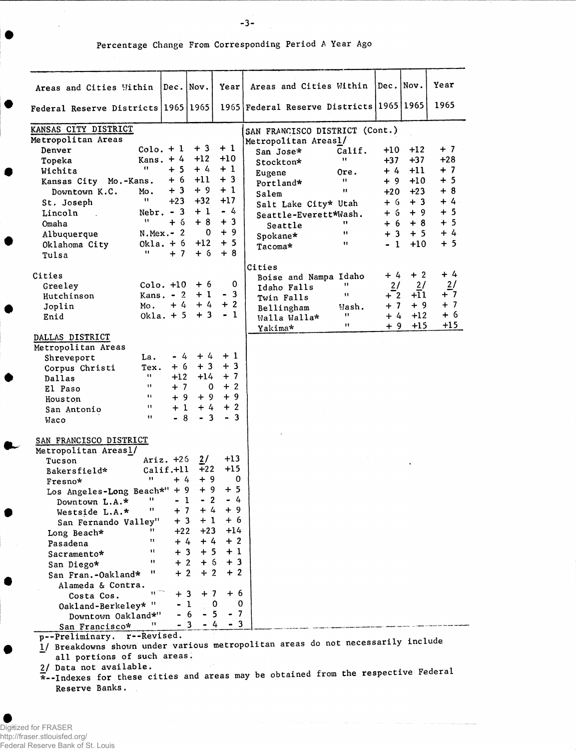Percentage Change From Corresponding Period A Year Ago

| Areas and Cities Within Federal Reserve Districts | | Dec. 1965 | Nov. 1965 | Year 1965 |
|---|---|---|---|---|
| **KANSAS CITY DISTRICT** | | | | |
| Metropolitan Areas | | | | |
| Denver | Colo. | + 1 | + 3 | + 1 |
| Topeka | Kans. | + 4 | +12 | +10 |
| Wichita | " | + 5 | + 4 | + 1 |
| Kansas City | Mo.-Kans. | + 6 | +11 | + 3 |
| Downtown K.C. | Mo. | + 3 | + 9 | + 1 |
| St. Joseph | " | +23 | +32 | +17 |
| Lincoln | Nebr. | - 3 | + 1 | - 4 |
| Omaha | " | + 6 | + 8 | + 3 |
| Albuquerque | N.Mex. | - 2 | 0 | + 9 |
| Oklahoma City | Okla. | + 6 | +12 | + 5 |
| Tulsa | " | + 7 | + 6 | + 8 |
| Cities | | | | |
| Greeley | Colo. | +10 | + 6 | 0 |
| Hutchinson | Kans. | - 2 | + 1 | - 3 |
| Joplin | Mo. | + 4 | + 4 | + 2 |
| Enid | Okla. | + 5 | + 3 | - 1 |
| **DALLAS DISTRICT** | | | | |
| Metropolitan Areas | | | | |
| Shreveport | La. | - 4 | + 4 | + 1 |
| Corpus Christi | Tex. | + 6 | + 3 | + 3 |
| Dallas | " | +12 | +14 | + 7 |
| El Paso | " | + 7 | 0 | + 2 |
| Houston | " | + 9 | + 9 | + 9 |
| San Antonio | " | + 1 | + 4 | + 2 |
| Waco | " | - 8 | - 3 | - 3 |
| **SAN FRANCISCO DISTRICT** | | | | |
| Metropolitan Areas1/ | | | | |
| Tucson | Ariz. | +26 | 2/ | +13 |
| Bakersfield* | Calif. | +11 | +22 | +15 |
| Fresno* | " | + 4 | + 9 | 0 |
| Los Angeles-Long Beach* | " | + 9 | + 9 | + 5 |
| Downtown L.A.* | " | - 1 | - 2 | - 4 |
| Westside L.A.* | " | + 7 | + 4 | + 9 |
| San Fernando Valley | " | + 3 | + 1 | + 6 |
| Long Beach* | " | +22 | +23 | +14 |
| Pasadena | " | + 4 | + 4 | + 2 |
| Sacramento* | " | + 3 | + 5 | + 1 |
| San Diego* | " | + 2 | + 6 | + 3 |
| San Fran.-Oakland* | " | + 2 | + 2 | + 2 |
| Alameda & Contra Costa Cos. | " | + 3 | + 7 | + 6 |
| Oakland-Berkeley* | " | - 1 | 0 | 0 |
| Downtown Oakland* | " | - 6 | - 5 | - 7 |
| San Francisco* | " | - 3 | - 4 | - 3 |
| **SAN FRANCISCO DISTRICT (Cont.)** | | | | |
| Metropolitan Areas1/ | | | | |
| San Jose* | Calif. | +10 | +12 | + 7 |
| Stockton* | " | +37 | +37 | +28 |
| Eugene | Ore. | + 4 | +11 | + 7 |
| Portland* | " | + 9 | +10 | + 5 |
| Salem | " | +20 | +23 | + 8 |
| Salt Lake City* | Utah | + 6 | + 3 | + 4 |
| Seattle-Everett* | Wash. | + 6 | + 9 | + 5 |
| Seattle | " | + 6 | + 8 | + 5 |
| Spokane* | " | + 3 | + 5 | + 4 |
| Tacoma* | " | - 1 | +10 | + 5 |
| Cities | | | | |
| Boise and Nampa | Idaho | + 4 | + 2 | + 4 |
| Idaho Falls | " | 2/ | 2/ | 2/ |
| Twin Falls | " | + 2 | +11 | + 7 |
| Bellingham | Wash. | + 7 | + 9 | + 7 |
| Walla Walla* | " | + 4 | +12 | + 6 |
| Yakima* | " | + 9 | +15 | +15 |

p--Preliminary. r--Revised.

1/ Breakdowns shown under various metropolitan areas do not necessarily include all portions of such areas.

2/ Data not available.

*--Indexes for these cities and areas may be obtained from the respective Federal Reserve Banks.